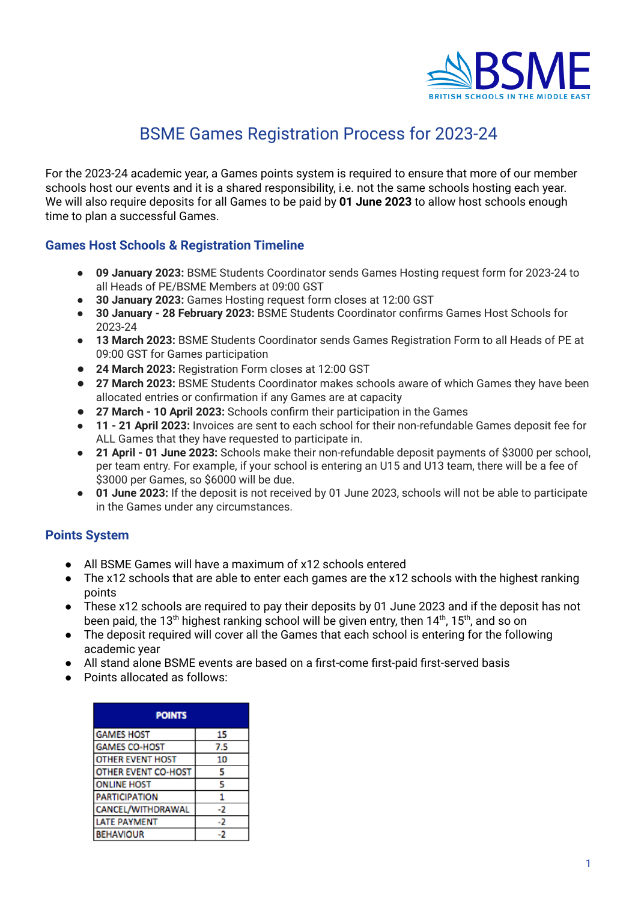# BSME Games Registration Process for 2023-24

For the 2023-24 academic year, a Games points system is required to ensure that more of our member schools host our events and it is a shared responsibility, i.e. not the same schools hosting each year. We will also require deposits for all Games to be paid by **01 June 2023** to allow host schools enough time to plan a successful Games.

## Games Host Schools & Registration Timeline

- **09 January 2023:** BSME Students Coordinator sends Games Hosting request form for 2023-24 to all Heads of PE/BSME Members at 09:00 GST
- **30 January 2023:** Games Hosting request form closes at 12:00 GST
- **30 January - 28 February 2023:** BSME Students Coordinator confirms Games Host Schools for 2023-24
- **13 March 2023:** BSME Students Coordinator sends Games Registration Form to all Heads of PE at 09:00 GST for Games participation
- **24 March 2023:** Registration Form closes at 12:00 GST
- **27 March 2023:** BSME Students Coordinator makes schools aware of which Games they have been allocated entries or confirmation if any Games are at capacity
- **27 March - 10 April 2023:** Schools confirm their participation in the Games
- **11 - 21 April 2023:** Invoices are sent to each school for their non-refundable Games deposit fee for ALL Games that they have requested to participate in.
- **21 April - 01 June 2023:** Schools make their non-refundable deposit payments of $3000 per school, per team entry. For example, if your school is entering an U15 and U13 team, there will be a fee of $3000 per Games, so $6000 will be due.
- **01 June 2023:** If the deposit is not received by 01 June 2023, schools will not be able to participate in the Games under any circumstances.

## Points System

- All BSME Games will have a maximum of x12 schools entered
- The x12 schools that are able to enter each games are the x12 schools with the highest ranking points
- These x12 schools are required to pay their deposits by 01 June 2023 and if the deposit has not been paid, the 13th highest ranking school will be given entry, then 14th, 15th, and so on
- The deposit required will cover all the Games that each school is entering for the following academic year
- All stand alone BSME events are based on a first-come first-paid first-served basis
- Points allocated as follows:

| POINTS | |
|---|---|
| GAMES HOST | 15 |
| GAMES CO-HOST | 7.5 |
| OTHER EVENT HOST | 10 |
| OTHER EVENT CO-HOST | 5 |
| ONLINE HOST | 5 |
| PARTICIPATION | 1 |
| CANCEL/WITHDRAWAL | -2 |
| LATE PAYMENT | -2 |
| BEHAVIOUR | -2 |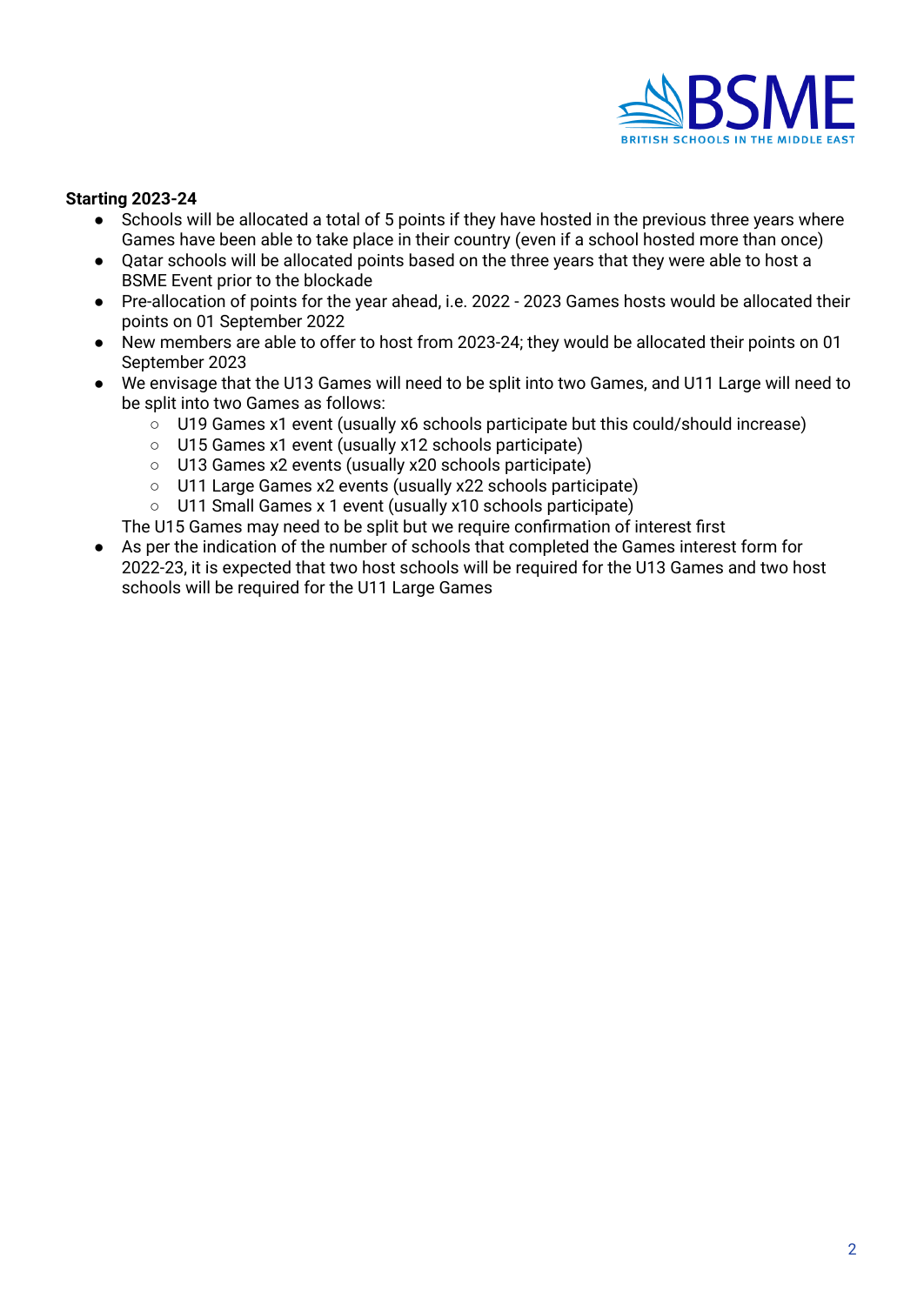**Starting 2023-24**

- Schools will be allocated a total of 5 points if they have hosted in the previous three years where Games have been able to take place in their country (even if a school hosted more than once)
- Qatar schools will be allocated points based on the three years that they were able to host a BSME Event prior to the blockade
- Pre-allocation of points for the year ahead, i.e. 2022 - 2023 Games hosts would be allocated their points on 01 September 2022
- New members are able to offer to host from 2023-24; they would be allocated their points on 01 September 2023
- We envisage that the U13 Games will need to be split into two Games, and U11 Large will need to be split into two Games as follows:
  - U19 Games x1 event (usually x6 schools participate but this could/should increase)
  - U15 Games x1 event (usually x12 schools participate)
  - U13 Games x2 events (usually x20 schools participate)
  - U11 Large Games x2 events (usually x22 schools participate)
  - U11 Small Games x 1 event (usually x10 schools participate)

  The U15 Games may need to be split but we require confirmation of interest first
- As per the indication of the number of schools that completed the Games interest form for 2022-23, it is expected that two host schools will be required for the U13 Games and two host schools will be required for the U11 Large Games